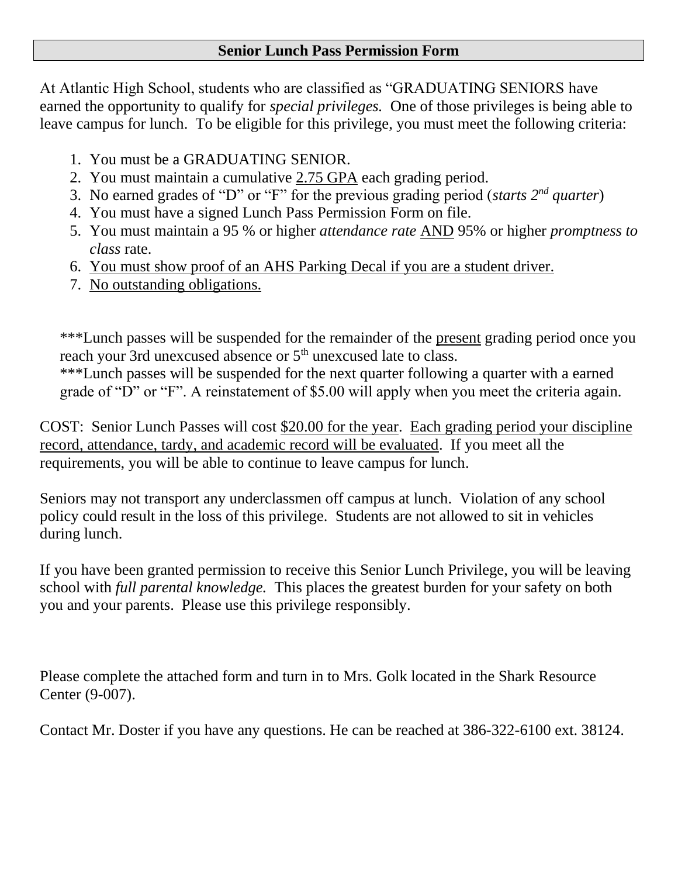## Senior Lunch Pass Permission Form

At Atlantic High School, students who are classified as "GRADUATING SENIORS have earned the opportunity to qualify for *special privileges.* One of those privileges is being able to leave campus for lunch. To be eligible for this privilege, you must meet the following criteria:

1. You must be a GRADUATING SENIOR.
2. You must maintain a cumulative <u>2.75 GPA</u> each grading period.
3. No earned grades of "D" or "F" for the previous grading period (*starts 2nd quarter*)
4. You must have a signed Lunch Pass Permission Form on file.
5. You must maintain a 95 % or higher *attendance rate* <u>AND</u> 95% or higher *promptness to class* rate.
6. <u>You must show proof of an AHS Parking Decal if you are a student driver.</u>
7. <u>No outstanding obligations.</u>

***Lunch passes will be suspended for the remainder of the <u>present</u> grading period once you reach your 3rd unexcused absence or 5th unexcused late to class.
***Lunch passes will be suspended for the next quarter following a quarter with a earned grade of "D" or "F". A reinstatement of $5.00 will apply when you meet the criteria again.

COST: Senior Lunch Passes will cost <u>$20.00 for the year</u>. <u>Each grading period your discipline record, attendance, tardy, and academic record will be evaluated</u>. If you meet all the requirements, you will be able to continue to leave campus for lunch.

Seniors may not transport any underclassmen off campus at lunch. Violation of any school policy could result in the loss of this privilege. Students are not allowed to sit in vehicles during lunch.

If you have been granted permission to receive this Senior Lunch Privilege, you will be leaving school with *full parental knowledge.* This places the greatest burden for your safety on both you and your parents. Please use this privilege responsibly.

Please complete the attached form and turn in to Mrs. Golk located in the Shark Resource Center (9-007).

Contact Mr. Doster if you have any questions. He can be reached at 386-322-6100 ext. 38124.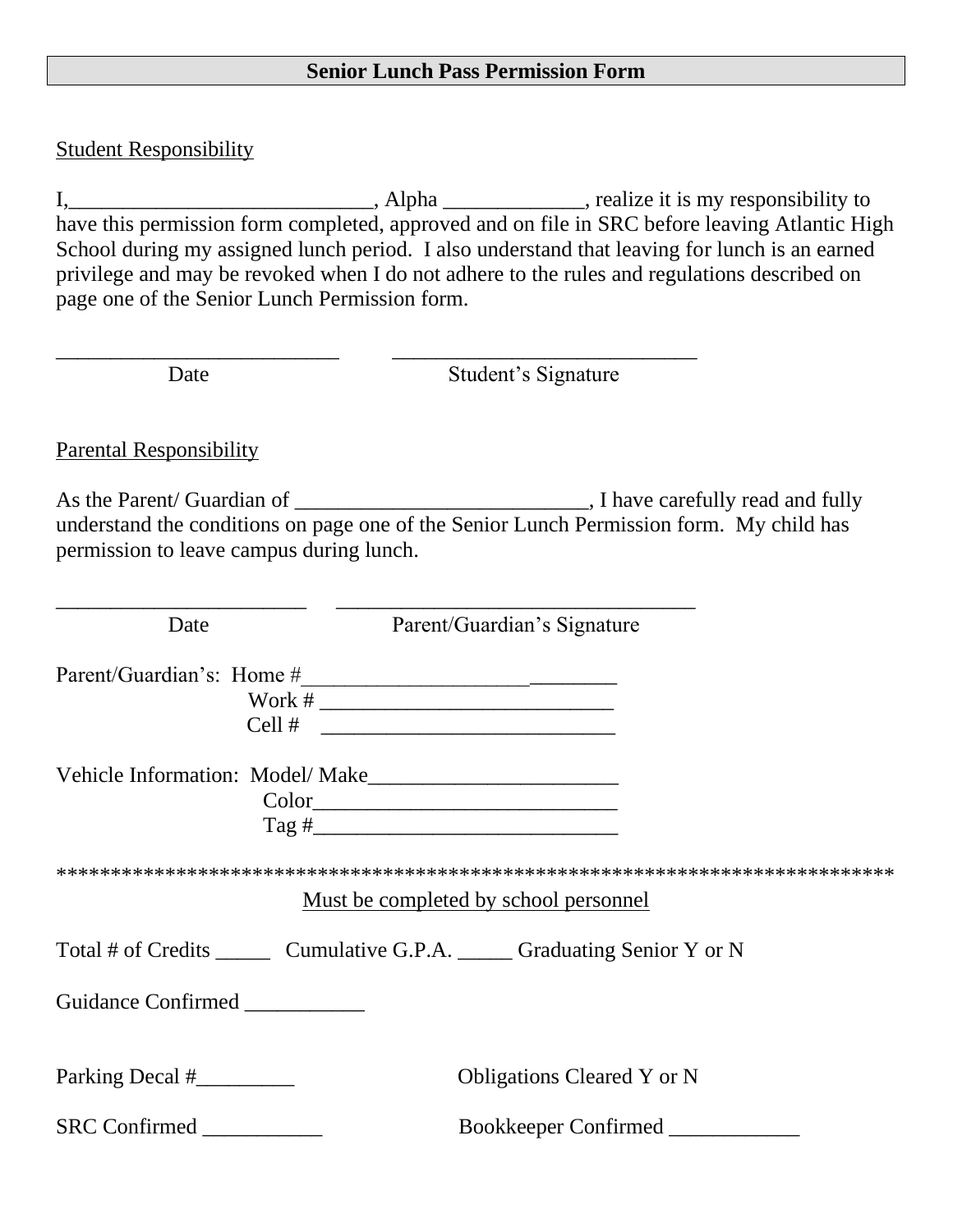## Senior Lunch Pass Permission Form

Student Responsibility

I,____________________________, Alpha _____________, realize it is my responsibility to have this permission form completed, approved and on file in SRC before leaving Atlantic High School during my assigned lunch period. I also understand that leaving for lunch is an earned privilege and may be revoked when I do not adhere to the rules and regulations described on page one of the Senior Lunch Permission form.

__________________________ ____________________________

Date Student's Signature

Parental Responsibility

As the Parent/ Guardian of ___________________________, I have carefully read and fully understand the conditions on page one of the Senior Lunch Permission form. My child has permission to leave campus during lunch.

________________________ _________________________________

Date Parent/Guardian's Signature

Parent/Guardian's: Home #_____________________________

Work # ___________________________

Cell # ___________________________

Vehicle Information: Model/ Make_______________________

Color___________________________

Tag #___________________________

******************************************************************************

Must be completed by school personnel

Total # of Credits _____ Cumulative G.P.A. _____ Graduating Senior Y or N

Guidance Confirmed ___________

Parking Decal #_________ Obligations Cleared Y or N

SRC Confirmed ___________ Bookkeeper Confirmed ____________